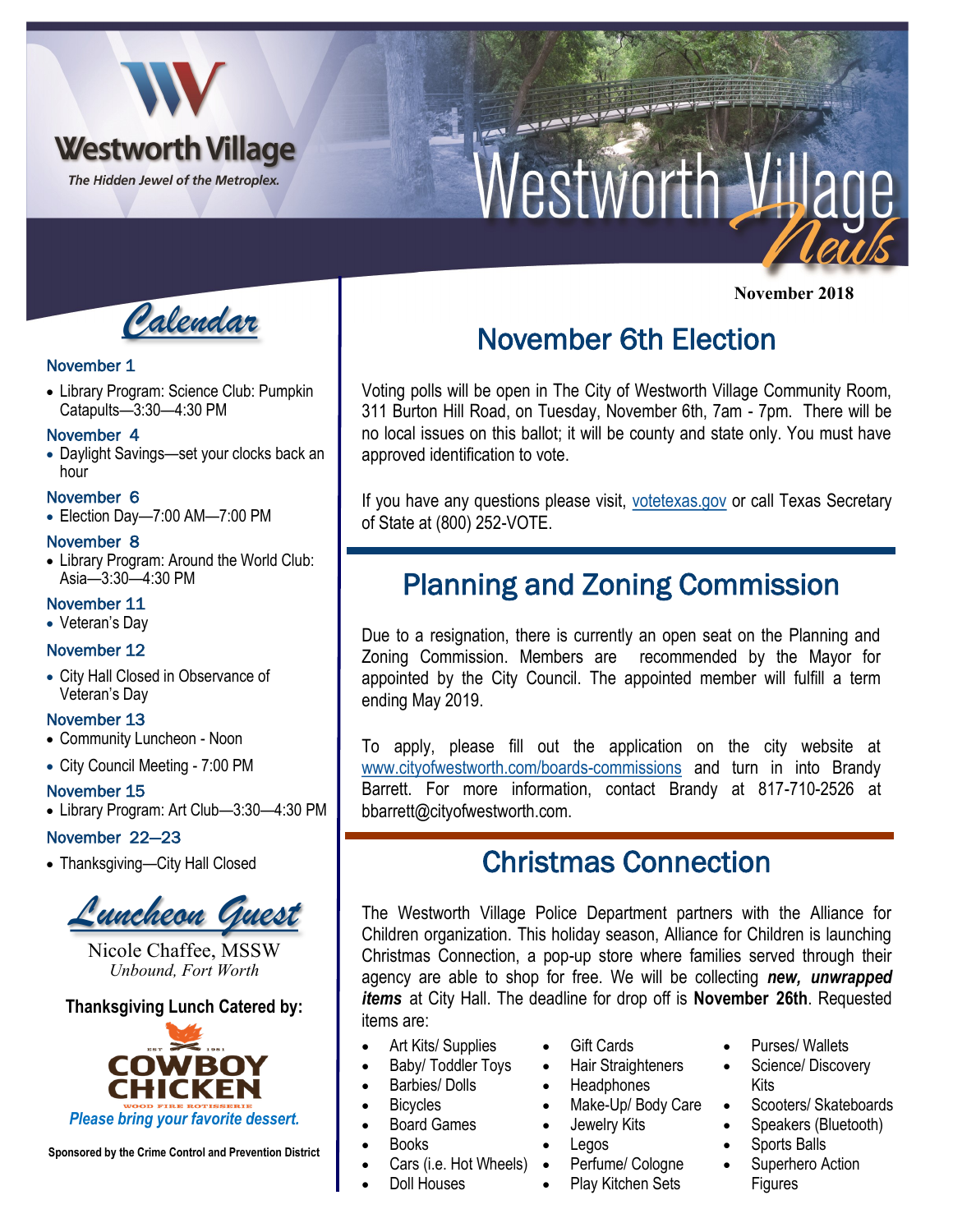# Westworth Village News

Westworth Village

*The Hidden Jewel of the Metroplex.*

November 2018

## Calendar

**November 1**
- Library Program: Science Club: Pumpkin Catapults—3:30—4:30 PM

**November 4**
- Daylight Savings—set your clocks back an hour

**November 6**
- Election Day—7:00 AM—7:00 PM

**November 8**
- Library Program: Around the World Club: Asia—3:30—4:30 PM

**November 11**
- Veteran's Day

**November 12**
- City Hall Closed in Observance of Veteran's Day

**November 13**
- Community Luncheon - Noon
- City Council Meeting - 7:00 PM

**November 15**
- Library Program: Art Club—3:30—4:30 PM

**November 22–23**
- Thanksgiving—City Hall Closed

## Luncheon Guest

Nicole Chaffee, MSSW

*Unbound, Fort Worth*

**Thanksgiving Lunch Catered by:**

COWBOY CHICKEN

EST 1981 — WOOD FIRE ROTISSERIE

*Please bring your favorite dessert.*

**Sponsored by the Crime Control and Prevention District**

## November 6th Election

Voting polls will be open in The City of Westworth Village Community Room, 311 Burton Hill Road, on Tuesday, November 6th, 7am - 7pm. There will be no local issues on this ballot; it will be county and state only. You must have approved identification to vote.

If you have any questions please visit, votetexas.gov or call Texas Secretary of State at (800) 252-VOTE.

## Planning and Zoning Commission

Due to a resignation, there is currently an open seat on the Planning and Zoning Commission. Members are recommended by the Mayor for appointed by the City Council. The appointed member will fulfill a term ending May 2019.

To apply, please fill out the application on the city website at www.cityofwestworth.com/boards-commissions and turn in into Brandy Barrett. For more information, contact Brandy at 817-710-2526 at bbarrett@cityofwestworth.com.

## Christmas Connection

The Westworth Village Police Department partners with the Alliance for Children organization. This holiday season, Alliance for Children is launching Christmas Connection, a pop-up store where families served through their agency are able to shop for free. We will be collecting ***new, unwrapped items*** at City Hall. The deadline for drop off is **November 26th**. Requested items are:

- Art Kits/ Supplies
- Baby/ Toddler Toys
- Barbies/ Dolls
- Bicycles
- Board Games
- Books
- Cars (i.e. Hot Wheels)
- Doll Houses
- Gift Cards
- Hair Straighteners
- Headphones
- Make-Up/ Body Care
- Jewelry Kits
- Legos
- Perfume/ Cologne
- Play Kitchen Sets
- Purses/ Wallets
- Science/ Discovery Kits
- Scooters/ Skateboards
- Speakers (Bluetooth)
- Sports Balls
- Superhero Action Figures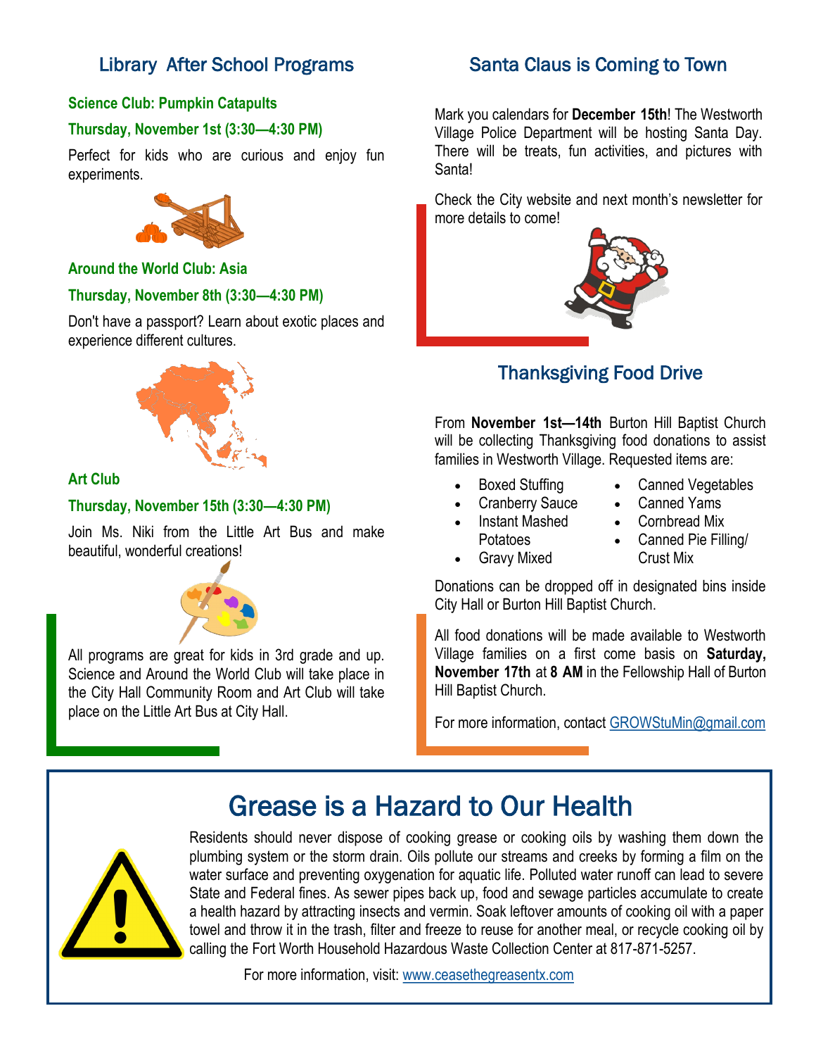## Library After School Programs

**Science Club: Pumpkin Catapults**

**Thursday, November 1st (3:30—4:30 PM)**

Perfect for kids who are curious and enjoy fun experiments.

**Around the World Club: Asia**

**Thursday, November 8th (3:30—4:30 PM)**

Don't have a passport? Learn about exotic places and experience different cultures.

**Art Club**

**Thursday, November 15th (3:30—4:30 PM)**

Join Ms. Niki from the Little Art Bus and make beautiful, wonderful creations!

All programs are great for kids in 3rd grade and up. Science and Around the World Club will take place in the City Hall Community Room and Art Club will take place on the Little Art Bus at City Hall.

## Santa Claus is Coming to Town

Mark you calendars for **December 15th**! The Westworth Village Police Department will be hosting Santa Day. There will be treats, fun activities, and pictures with Santa!

Check the City website and next month's newsletter for more details to come!

## Thanksgiving Food Drive

From **November 1st—14th** Burton Hill Baptist Church will be collecting Thanksgiving food donations to assist families in Westworth Village. Requested items are:

- Boxed Stuffing
- Cranberry Sauce
- Instant Mashed Potatoes
- Gravy Mixed
- Canned Vegetables
- Canned Yams
- Cornbread Mix
- Canned Pie Filling/ Crust Mix

Donations can be dropped off in designated bins inside City Hall or Burton Hill Baptist Church.

All food donations will be made available to Westworth Village families on a first come basis on **Saturday, November 17th** at **8 AM** in the Fellowship Hall of Burton Hill Baptist Church.

For more information, contact GROWStuMin@gmail.com

## Grease is a Hazard to Our Health

Residents should never dispose of cooking grease or cooking oils by washing them down the plumbing system or the storm drain. Oils pollute our streams and creeks by forming a film on the water surface and preventing oxygenation for aquatic life. Polluted water runoff can lead to severe State and Federal fines. As sewer pipes back up, food and sewage particles accumulate to create a health hazard by attracting insects and vermin. Soak leftover amounts of cooking oil with a paper towel and throw it in the trash, filter and freeze to reuse for another meal, or recycle cooking oil by calling the Fort Worth Household Hazardous Waste Collection Center at 817-871-5257.

For more information, visit: www.ceasethegreasentx.com